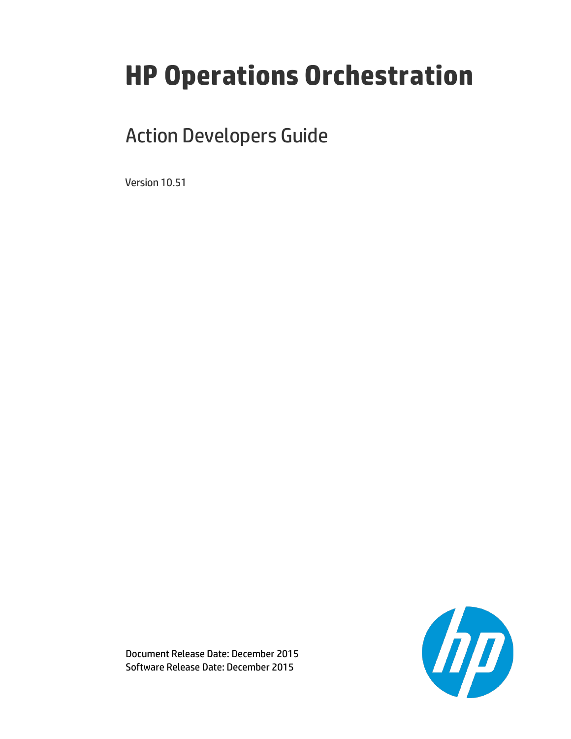# HP Operations Orchestration

## Action Developers Guide

Version 10.51

Document Release Date: December 2015
Software Release Date: December 2015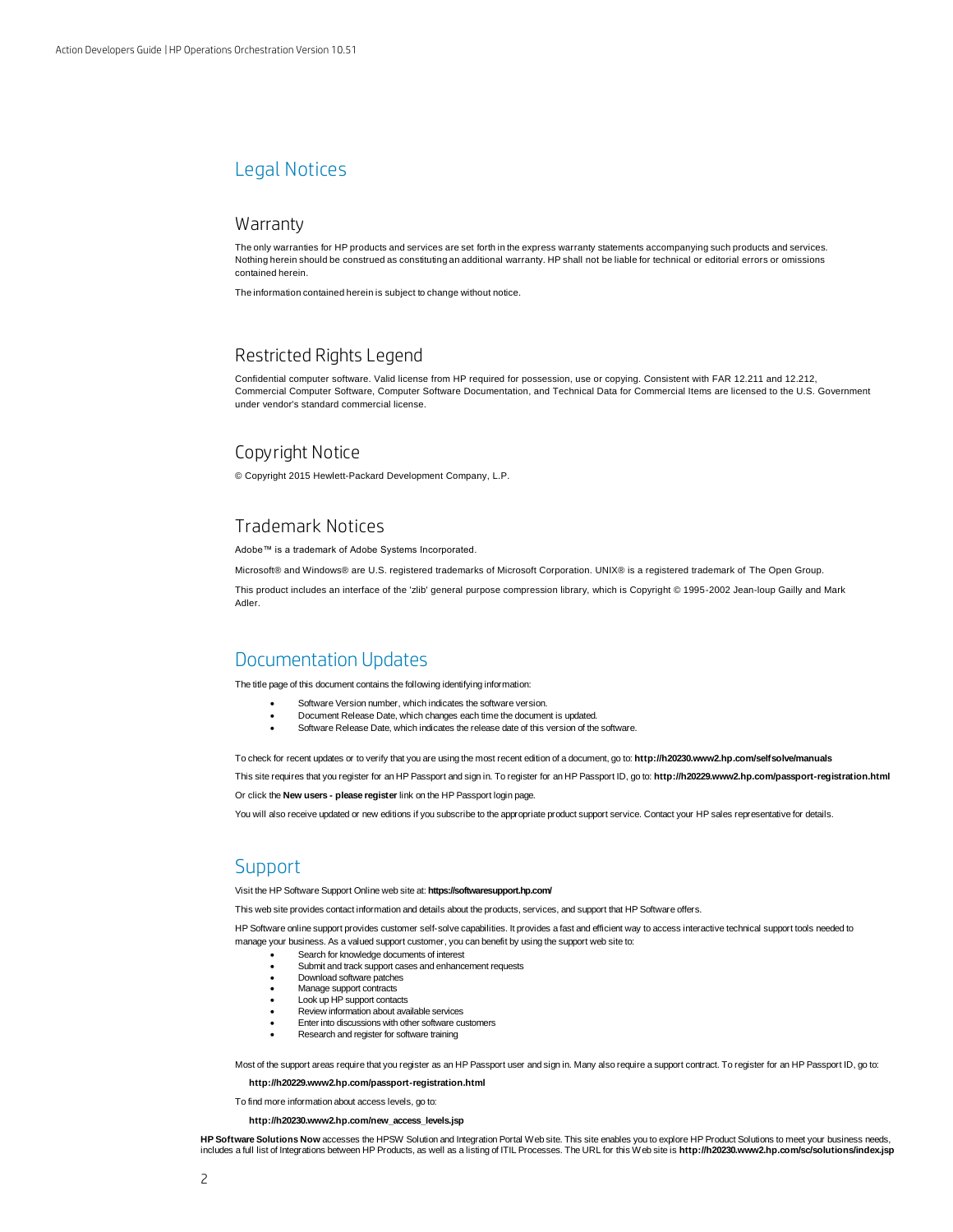# Legal Notices

## Warranty

The only warranties for HP products and services are set forth in the express warranty statements accompanying such products and services. Nothing herein should be construed as constituting an additional warranty. HP shall not be liable for technical or editorial errors or omissions contained herein.

The information contained herein is subject to change without notice.

## Restricted Rights Legend

Confidential computer software. Valid license from HP required for possession, use or copying. Consistent with FAR 12.211 and 12.212, Commercial Computer Software, Computer Software Documentation, and Technical Data for Commercial Items are licensed to the U.S. Government under vendor's standard commercial license.

## Copyright Notice

© Copyright 2015 Hewlett-Packard Development Company, L.P.

## Trademark Notices

Adobe™ is a trademark of Adobe Systems Incorporated.

Microsoft® and Windows® are U.S. registered trademarks of Microsoft Corporation. UNIX® is a registered trademark of The Open Group.

This product includes an interface of the 'zlib' general purpose compression library, which is Copyright © 1995-2002 Jean-loup Gailly and Mark Adler.

# Documentation Updates

The title page of this document contains the following identifying information:

- Software Version number, which indicates the software version.
- Document Release Date, which changes each time the document is updated.
- Software Release Date, which indicates the release date of this version of the software.

To check for recent updates or to verify that you are using the most recent edition of a document, go to: **http://h20230.www2.hp.com/selfsolve/manuals**

This site requires that you register for an HP Passport and sign in. To register for an HP Passport ID, go to: **http://h20229.www2.hp.com/passport-registration.html**

Or click the **New users - please register** link on the HP Passport login page.

You will also receive updated or new editions if you subscribe to the appropriate product support service. Contact your HP sales representative for details.

# Support

Visit the HP Software Support Online web site at: **https://softwaresupport.hp.com/**

This web site provides contact information and details about the products, services, and support that HP Software offers.

HP Software online support provides customer self-solve capabilities. It provides a fast and efficient way to access interactive technical support tools needed to manage your business. As a valued support customer, you can benefit by using the support web site to:

- Search for knowledge documents of interest
- Submit and track support cases and enhancement requests
- Download software patches
- Manage support contracts
- Look up HP support contacts
- Review information about available services
- Enter into discussions with other software customers
- Research and register for software training

Most of the support areas require that you register as an HP Passport user and sign in. Many also require a support contract. To register for an HP Passport ID, go to:

**http://h20229.www2.hp.com/passport-registration.html**

To find more information about access levels, go to:

**http://h20230.www2.hp.com/new_access_levels.jsp**

**HP Software Solutions Now** accesses the HPSW Solution and Integration Portal Web site. This site enables you to explore HP Product Solutions to meet your business needs, includes a full list of Integrations between HP Products, as well as a listing of ITIL Processes. The URL for this Web site is **http://h20230.www2.hp.com/sc/solutions/index.jsp**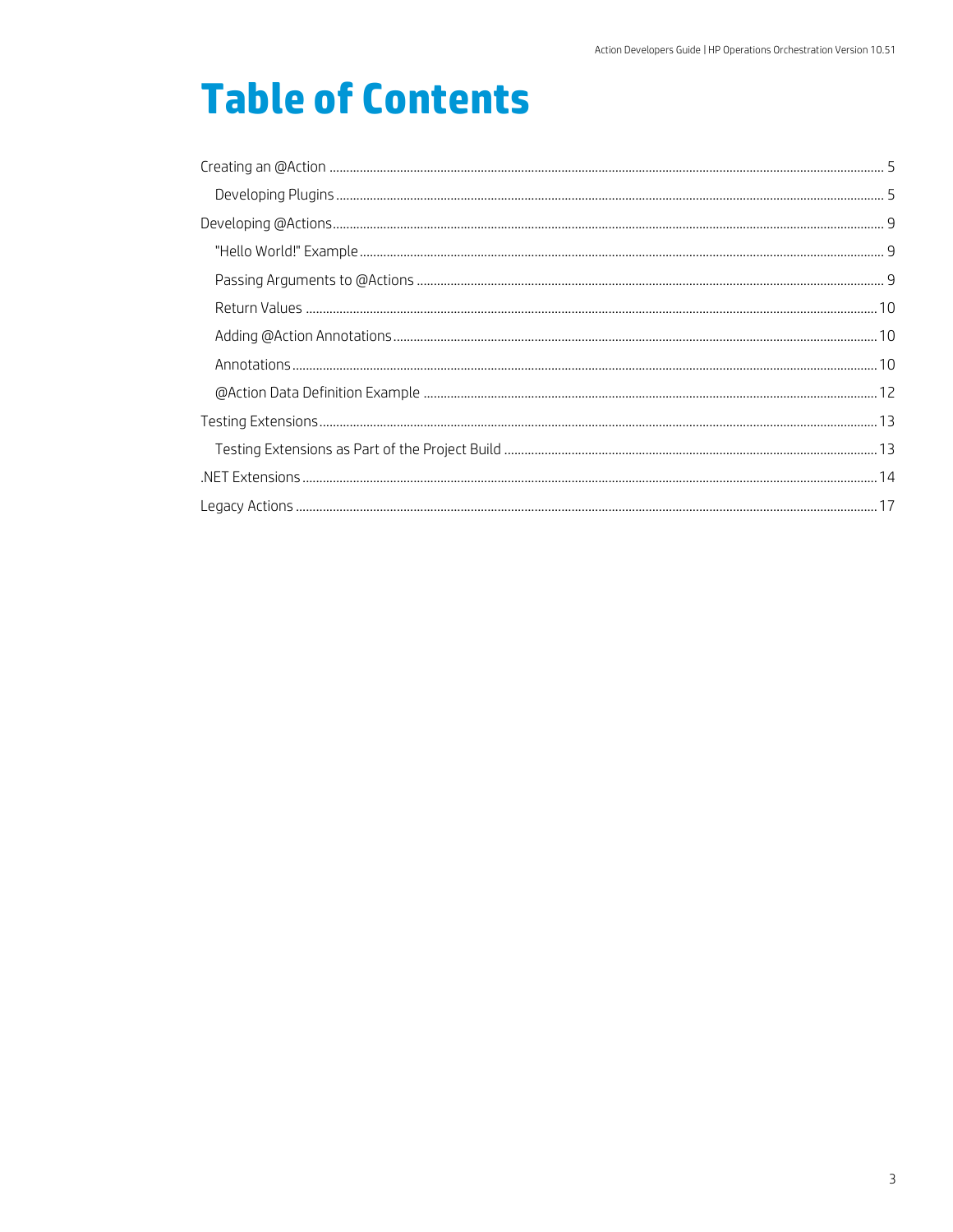# Table of Contents

- Creating an @Action ..... 5
  - Developing Plugins ..... 5
- Developing @Actions ..... 9
  - "Hello World!" Example ..... 9
  - Passing Arguments to @Actions ..... 9
  - Return Values ..... 10
  - Adding @Action Annotations ..... 10
  - Annotations ..... 10
  - @Action Data Definition Example ..... 12
- Testing Extensions ..... 13
  - Testing Extensions as Part of the Project Build ..... 13
- .NET Extensions ..... 14
- Legacy Actions ..... 17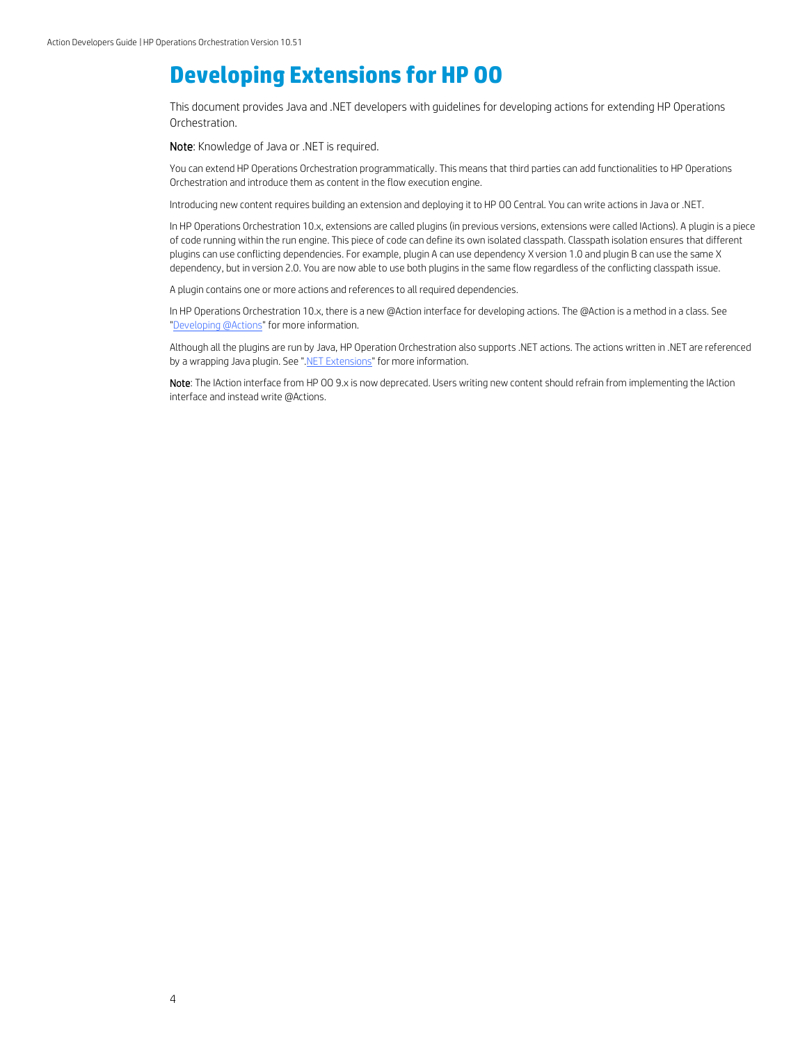# Developing Extensions for HP OO

This document provides Java and .NET developers with guidelines for developing actions for extending HP Operations Orchestration.

**Note**: Knowledge of Java or .NET is required.

You can extend HP Operations Orchestration programmatically. This means that third parties can add functionalities to HP Operations Orchestration and introduce them as content in the flow execution engine.

Introducing new content requires building an extension and deploying it to HP OO Central. You can write actions in Java or .NET.

In HP Operations Orchestration 10.x, extensions are called plugins (in previous versions, extensions were called IActions). A plugin is a piece of code running within the run engine. This piece of code can define its own isolated classpath. Classpath isolation ensures that different plugins can use conflicting dependencies. For example, plugin A can use dependency X version 1.0 and plugin B can use the same X dependency, but in version 2.0. You are now able to use both plugins in the same flow regardless of the conflicting classpath issue.

A plugin contains one or more actions and references to all required dependencies.

In HP Operations Orchestration 10.x, there is a new @Action interface for developing actions. The @Action is a method in a class. See "Developing @Actions" for more information.

Although all the plugins are run by Java, HP Operation Orchestration also supports .NET actions. The actions written in .NET are referenced by a wrapping Java plugin. See ".NET Extensions" for more information.

**Note**: The IAction interface from HP OO 9.x is now deprecated. Users writing new content should refrain from implementing the IAction interface and instead write @Actions.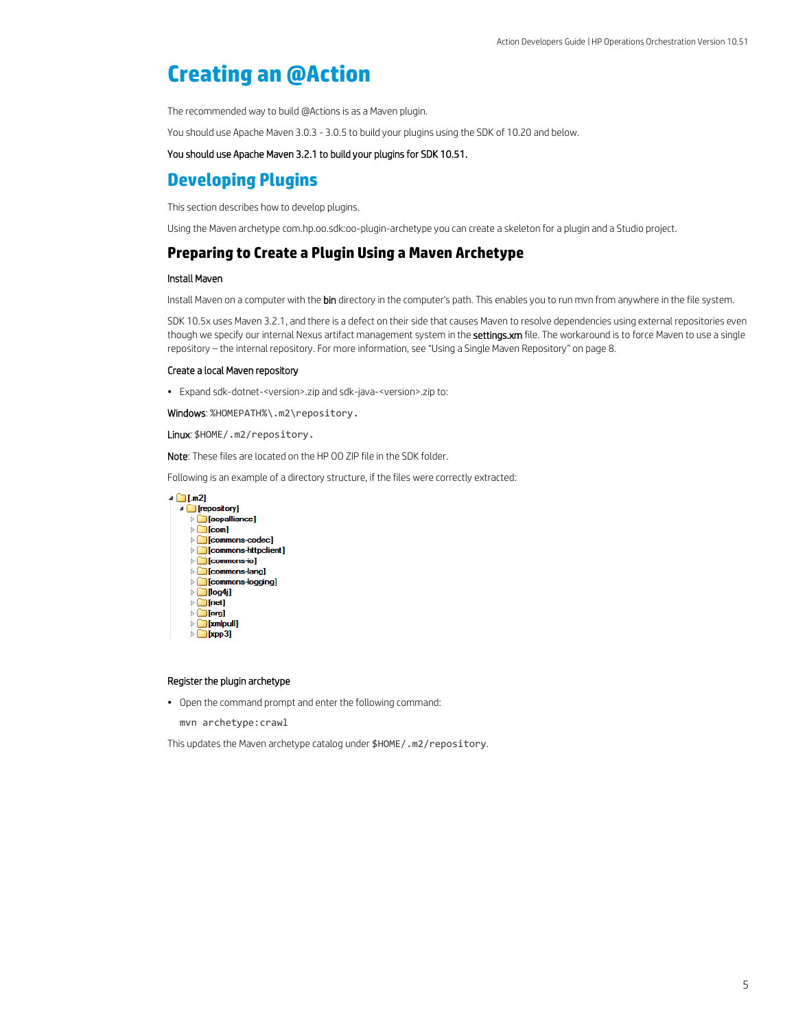# Creating an @Action

The recommended way to build @Actions is as a Maven plugin.

You should use Apache Maven 3.0.3 - 3.0.5 to build your plugins using the SDK of 10.20 and below.

You should use Apache Maven 3.2.1 to build your plugins for SDK 10.51.

## Developing Plugins

This section describes how to develop plugins.

Using the Maven archetype com.hp.oo.sdk:oo-plugin-archetype you can create a skeleton for a plugin and a Studio project.

### Preparing to Create a Plugin Using a Maven Archetype

Install Maven

Install Maven on a computer with the **bin** directory in the computer's path. This enables you to run mvn from anywhere in the file system.

SDK 10.5x uses Maven 3.2.1, and there is a defect on their side that causes Maven to resolve dependencies using external repositories even though we specify our internal Nexus artifact management system in the **settings.xm** file. The workaround is to force Maven to use a single repository – the internal repository. For more information, see "Using a Single Maven Repository" on page 8.

Create a local Maven repository

- Expand sdk-dotnet-<version>.zip and sdk-java-<version>.zip to:

Windows: `%HOMEPATH%\.m2\repository.`

Linux: `$HOME/.m2/repository.`

Note: These files are located on the HP OO ZIP file in the SDK folder.

Following is an example of a directory structure, if the files were correctly extracted:

```
[.m2]
  [repository]
    [aopalliance]
    [com]
    [commons-codec]
    [commons-httpclient]
    [commons-io]
    [commons-lang]
    [commons-logging]
    [log4j]
    [net]
    [org]
    [xmlpull]
    [xpp3]
```

Register the plugin archetype

- Open the command prompt and enter the following command:

```
mvn archetype:crawl
```

This updates the Maven archetype catalog under `$HOME/.m2/repository`.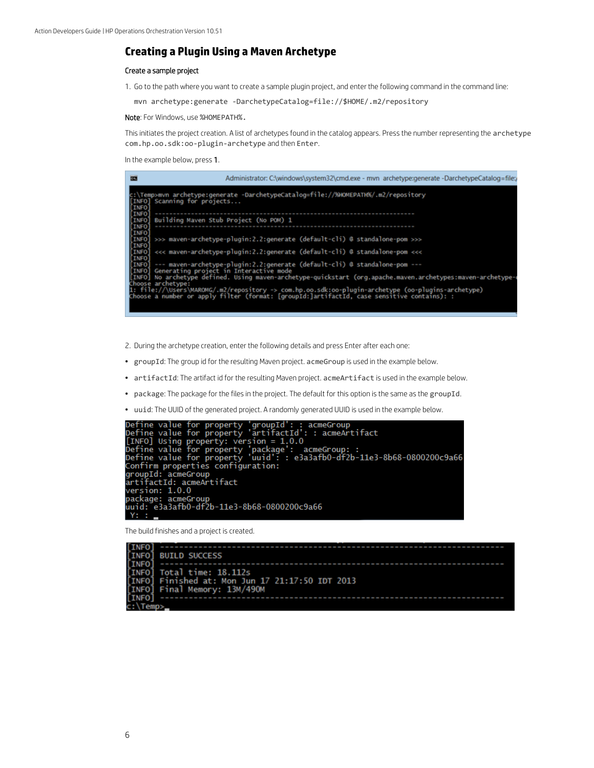## Creating a Plugin Using a Maven Archetype

### Create a sample project

1. Go to the path where you want to create a sample plugin project, and enter the following command in the command line:

```
mvn archetype:generate -DarchetypeCatalog=file://$HOME/.m2/repository
```

**Note**: For Windows, use `%HOMEPATH%.`

This initiates the project creation. A list of archetypes found in the catalog appears. Press the number representing the `archetype com.hp.oo.sdk:oo-plugin-archetype` and then `Enter`.

In the example below, press **1**.

```
Administrator: C:\windows\system32\cmd.exe - mvn archetype:generate -DarchetypeCatalog=file;/
c:\Temp>mvn archetype:generate -DarchetypeCatalog=file://%HOMEPATH%/.m2/repository
[INFO] Scanning for projects...
[INFO]
[INFO] ------------------------------------------------------------------------
[INFO] Building Maven Stub Project (No POM) 1
[INFO] ------------------------------------------------------------------------
[INFO]
[INFO] >>> maven-archetype-plugin:2.2:generate (default-cli) @ standalone-pom >>>
[INFO]
[INFO] <<< maven-archetype-plugin:2.2:generate (default-cli) @ standalone-pom <<<
[INFO]
[INFO] --- maven-archetype-plugin:2.2:generate (default-cli) @ standalone-pom ---
[INFO] Generating project in Interactive mode
[INFO] No archetype defined. Using maven-archetype-quickstart (org.apache.maven.archetypes:maven-archetype-
Choose archetype:
1: file://\Users\MAROMG/.m2/repository -> com.hp.oo.sdk:oo-plugin-archetype (oo-plugins-archetype)
Choose a number or apply filter (format: [groupId:]artifactId, case sensitive contains): :
```

2. During the archetype creation, enter the following details and press Enter after each one:

- `groupId`: The group id for the resulting Maven project. `acmeGroup` is used in the example below.
- `artifactId`: The artifact id for the resulting Maven project. `acmeArtifact` is used in the example below.
- `package`: The package for the files in the project. The default for this option is the same as the `groupId`.
- `uuid`: The UUID of the generated project. A randomly generated UUID is used in the example below.

```
Define value for property 'groupId': : acmeGroup
Define value for property 'artifactId': : acmeArtifact
[INFO] Using property: version = 1.0.0
Define value for property 'package':  acmeGroup: :
Define value for property 'uuid': : e3a3afb0-df2b-11e3-8b68-0800200c9a66
Confirm properties configuration:
groupId: acmeGroup
artifactId: acmeArtifact
version: 1.0.0
package: acmeGroup
uuid: e3a3afb0-df2b-11e3-8b68-0800200c9a66
 Y: :
```

The build finishes and a project is created.

```
[INFO] ------------------------------------------------------------------------
[INFO] BUILD SUCCESS
[INFO] ------------------------------------------------------------------------
[INFO] Total time: 18.112s
[INFO] Finished at: Mon Jun 17 21:17:50 IDT 2013
[INFO] Final Memory: 13M/490M
[INFO] ------------------------------------------------------------------------
c:\Temp>
```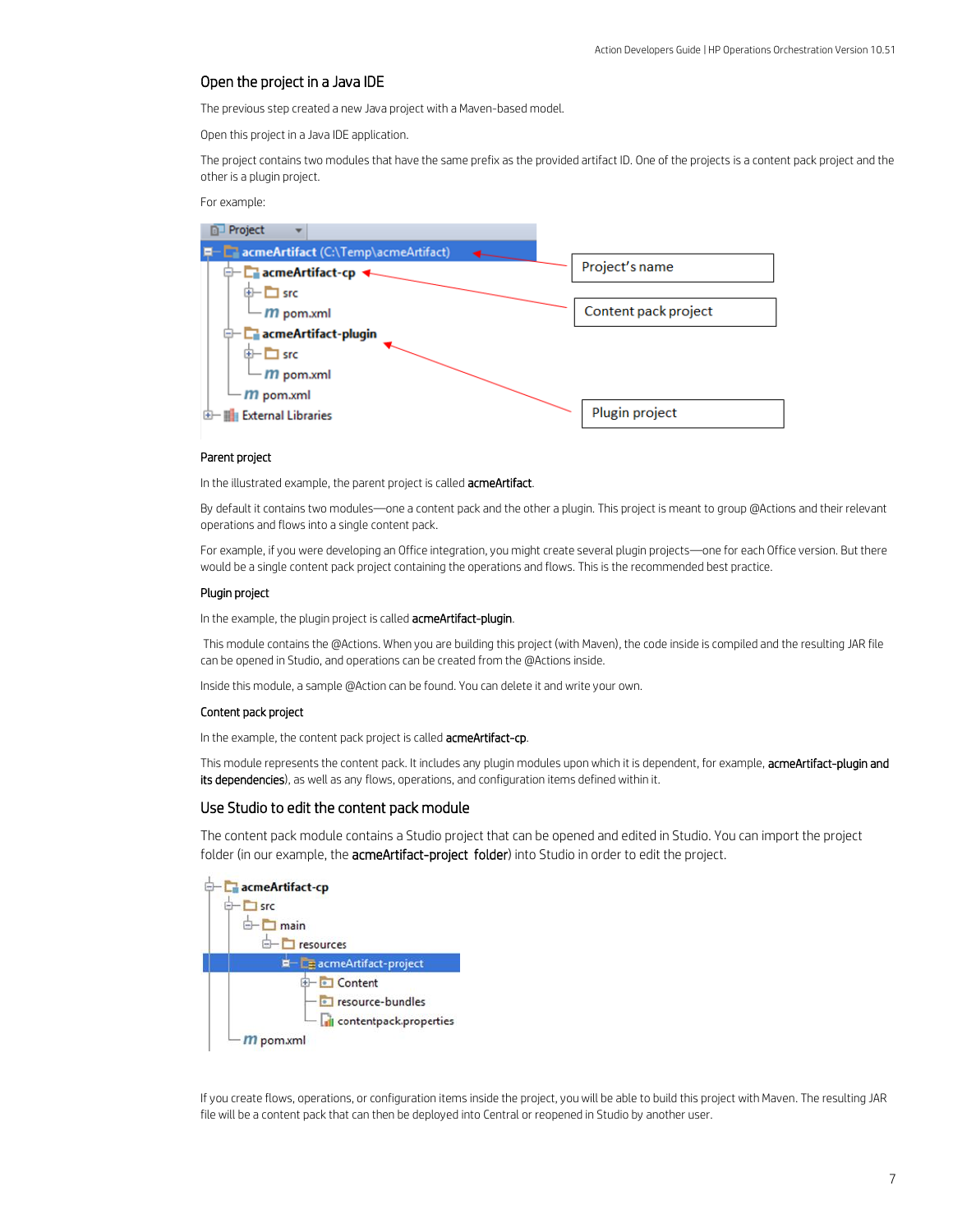## Open the project in a Java IDE

The previous step created a new Java project with a Maven-based model.

Open this project in a Java IDE application.

The project contains two modules that have the same prefix as the provided artifact ID. One of the projects is a content pack project and the other is a plugin project.

For example:

### Parent project

In the illustrated example, the parent project is called acmeArtifact.

By default it contains two modules—one a content pack and the other a plugin. This project is meant to group @Actions and their relevant operations and flows into a single content pack.

For example, if you were developing an Office integration, you might create several plugin projects—one for each Office version. But there would be a single content pack project containing the operations and flows. This is the recommended best practice.

### Plugin project

In the example, the plugin project is called acmeArtifact-plugin.

This module contains the @Actions. When you are building this project (with Maven), the code inside is compiled and the resulting JAR file can be opened in Studio, and operations can be created from the @Actions inside.

Inside this module, a sample @Action can be found. You can delete it and write your own.

### Content pack project

In the example, the content pack project is called acmeArtifact-cp.

This module represents the content pack. It includes any plugin modules upon which it is dependent, for example, acmeArtifact-plugin and its dependencies), as well as any flows, operations, and configuration items defined within it.

## Use Studio to edit the content pack module

The content pack module contains a Studio project that can be opened and edited in Studio. You can import the project folder (in our example, the acmeArtifact-project folder) into Studio in order to edit the project.

If you create flows, operations, or configuration items inside the project, you will be able to build this project with Maven. The resulting JAR file will be a content pack that can then be deployed into Central or reopened in Studio by another user.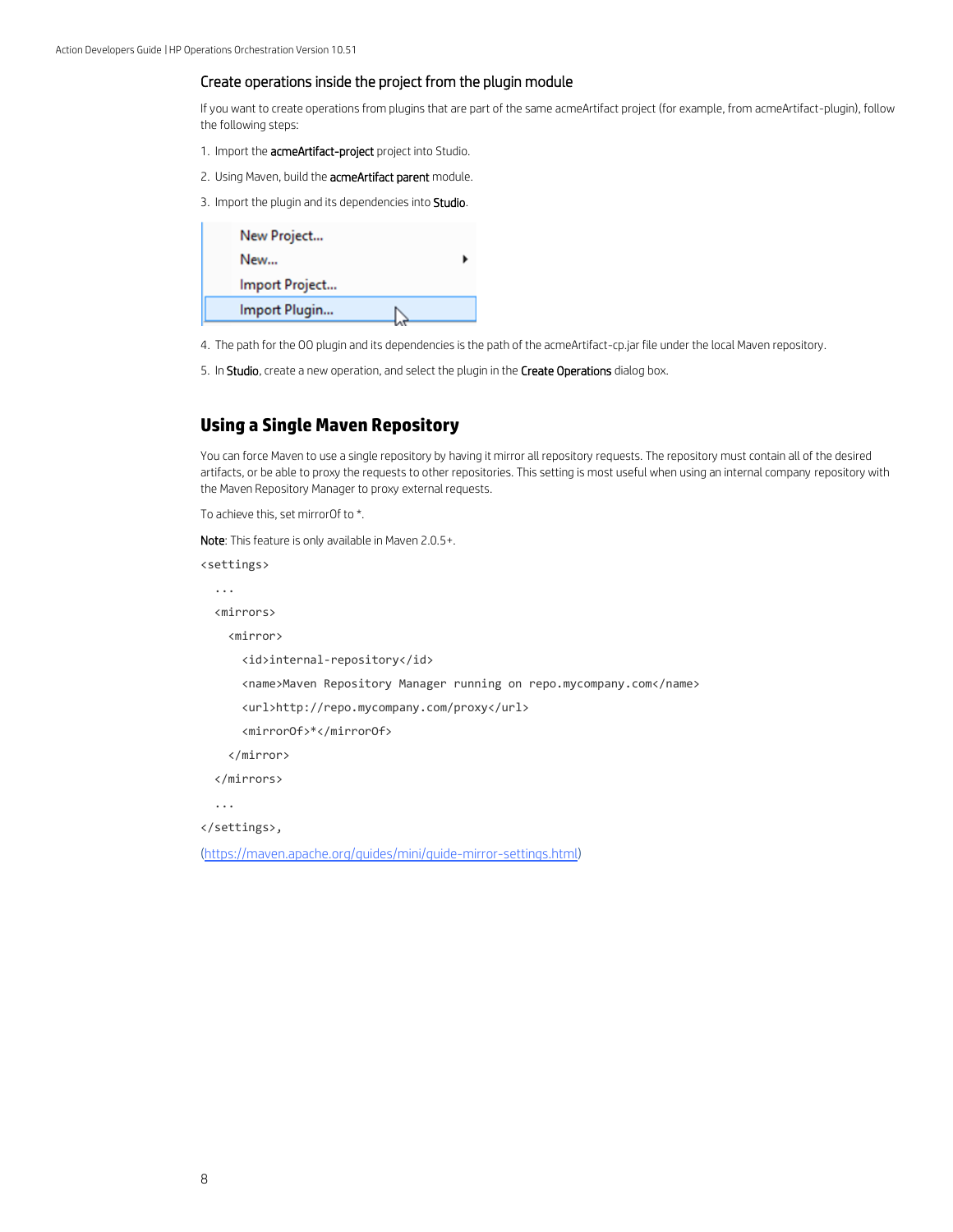### Create operations inside the project from the plugin module

If you want to create operations from plugins that are part of the same acmeArtifact project (for example, from acmeArtifact-plugin), follow the following steps:

1. Import the **acmeArtifact-project** project into Studio.
2. Using Maven, build the **acmeArtifact parent** module.
3. Import the plugin and its dependencies into **Studio**.
4. The path for the OO plugin and its dependencies is the path of the acmeArtifact-cp.jar file under the local Maven repository.
5. In **Studio**, create a new operation, and select the plugin in the **Create Operations** dialog box.

## Using a Single Maven Repository

You can force Maven to use a single repository by having it mirror all repository requests. The repository must contain all of the desired artifacts, or be able to proxy the requests to other repositories. This setting is most useful when using an internal company repository with the Maven Repository Manager to proxy external requests.

To achieve this, set mirrorOf to *.

**Note**: This feature is only available in Maven 2.0.5+.

```
<settings>
  ...
  <mirrors>
    <mirror>
      <id>internal-repository</id>
      <name>Maven Repository Manager running on repo.mycompany.com</name>
      <url>http://repo.mycompany.com/proxy</url>
      <mirrorOf>*</mirrorOf>
    </mirror>
  </mirrors>
  ...
</settings>,
```

(https://maven.apache.org/guides/mini/guide-mirror-settings.html)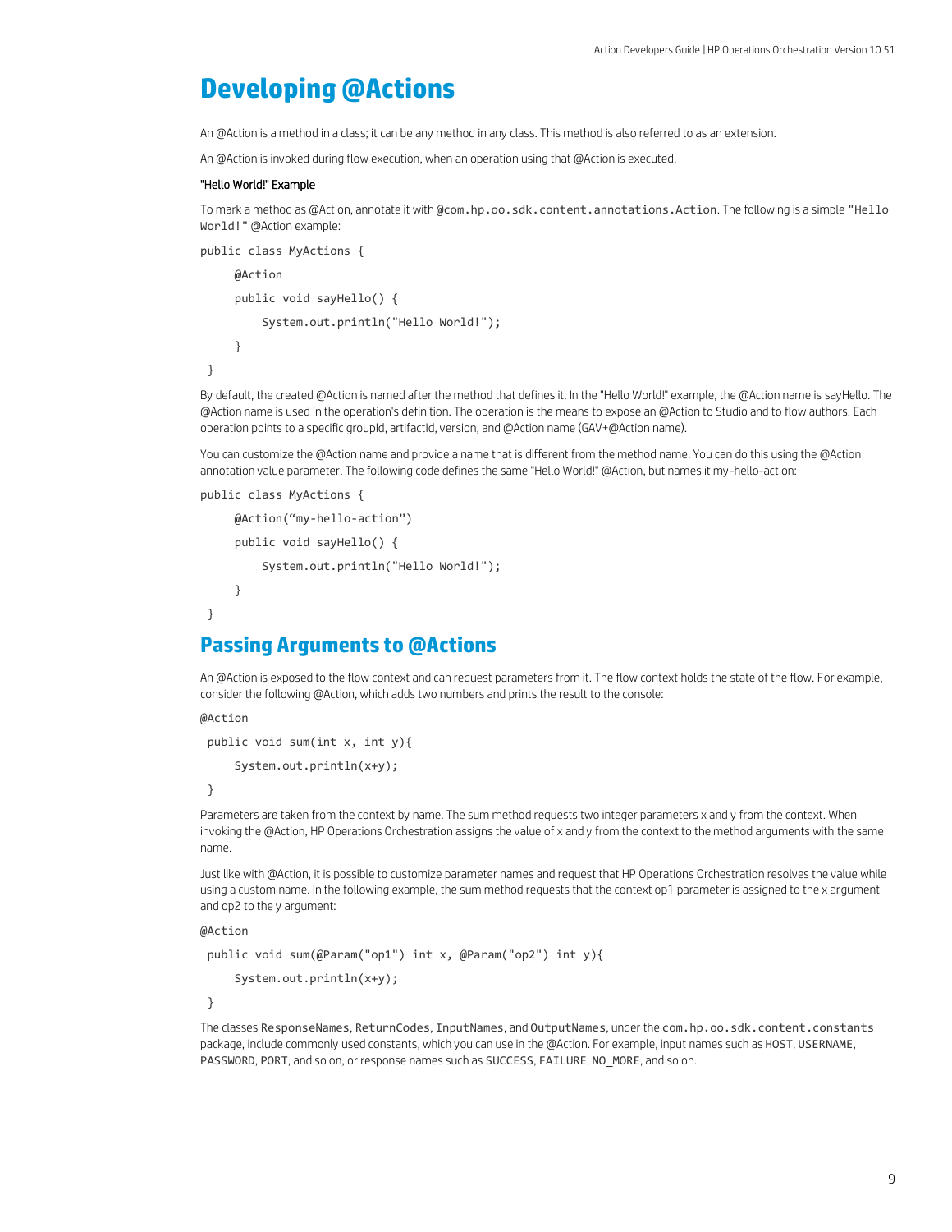# Developing @Actions

An @Action is a method in a class; it can be any method in any class. This method is also referred to as an extension.

An @Action is invoked during flow execution, when an operation using that @Action is executed.

### "Hello World!" Example

To mark a method as @Action, annotate it with `@com.hp.oo.sdk.content.annotations.Action`. The following is a simple `"Hello World!"` @Action example:

```
public class MyActions {
    @Action
    public void sayHello() {
        System.out.println("Hello World!");
    }
}
```

By default, the created @Action is named after the method that defines it. In the "Hello World!" example, the @Action name is sayHello. The @Action name is used in the operation's definition. The operation is the means to expose an @Action to Studio and to flow authors. Each operation points to a specific groupId, artifactId, version, and @Action name (GAV+@Action name).

You can customize the @Action name and provide a name that is different from the method name. You can do this using the @Action annotation value parameter. The following code defines the same "Hello World!" @Action, but names it my-hello-action:

```
public class MyActions {
    @Action(“my-hello-action”)
    public void sayHello() {
        System.out.println("Hello World!");
    }
}
```

# Passing Arguments to @Actions

An @Action is exposed to the flow context and can request parameters from it. The flow context holds the state of the flow. For example, consider the following @Action, which adds two numbers and prints the result to the console:

```
@Action
public void sum(int x, int y){
    System.out.println(x+y);
}
```

Parameters are taken from the context by name. The sum method requests two integer parameters x and y from the context. When invoking the @Action, HP Operations Orchestration assigns the value of x and y from the context to the method arguments with the same name.

Just like with @Action, it is possible to customize parameter names and request that HP Operations Orchestration resolves the value while using a custom name. In the following example, the sum method requests that the context op1 parameter is assigned to the x argument and op2 to the y argument:

```
@Action
public void sum(@Param("op1") int x, @Param("op2") int y){
    System.out.println(x+y);
}
```

The classes `ResponseNames`, `ReturnCodes`, `InputNames`, and `OutputNames`, under the `com.hp.oo.sdk.content.constants` package, include commonly used constants, which you can use in the @Action. For example, input names such as `HOST`, `USERNAME`, `PASSWORD`, `PORT`, and so on, or response names such as `SUCCESS`, `FAILURE`, `NO_MORE`, and so on.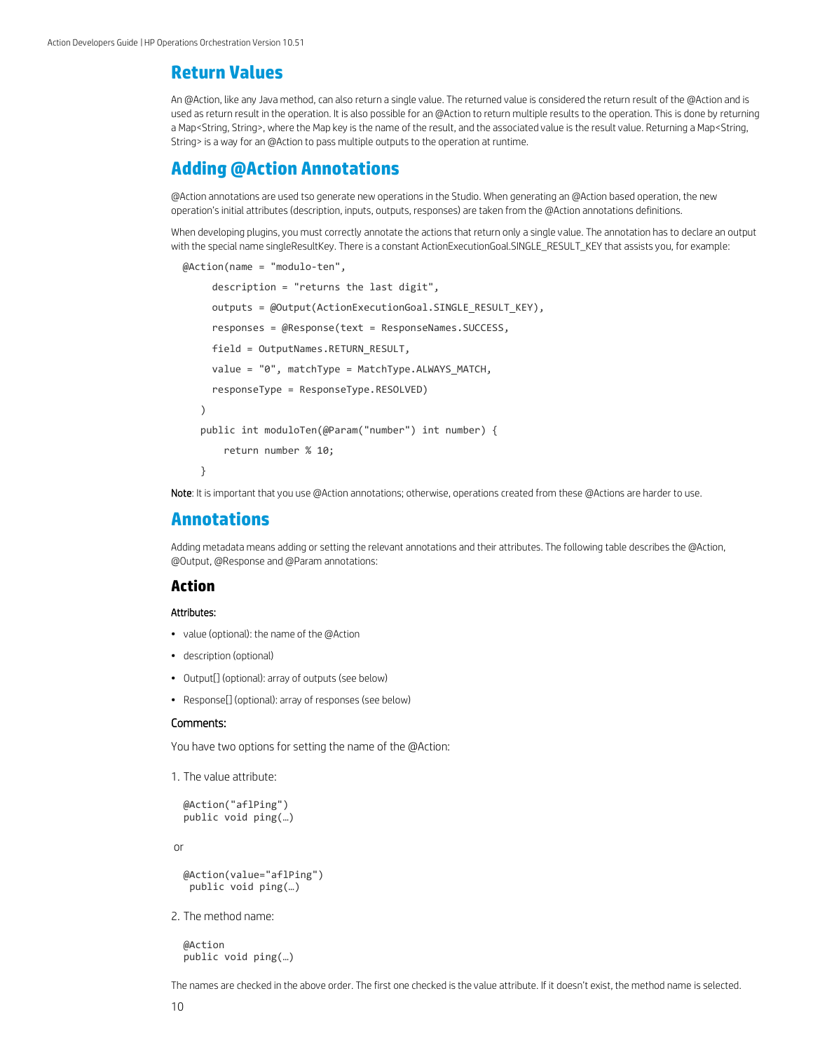## Return Values

An @Action, like any Java method, can also return a single value. The returned value is considered the return result of the @Action and is used as return result in the operation. It is also possible for an @Action to return multiple results to the operation. This is done by returning a Map<String, String>, where the Map key is the name of the result, and the associated value is the result value. Returning a Map<String, String> is a way for an @Action to pass multiple outputs to the operation at runtime.

## Adding @Action Annotations

@Action annotations are used tso generate new operations in the Studio. When generating an @Action based operation, the new operation's initial attributes (description, inputs, outputs, responses) are taken from the @Action annotations definitions.

When developing plugins, you must correctly annotate the actions that return only a single value. The annotation has to declare an output with the special name singleResultKey. There is a constant ActionExecutionGoal.SINGLE_RESULT_KEY that assists you, for example:

```
@Action(name = "modulo-ten",
     description = "returns the last digit",
     outputs = @Output(ActionExecutionGoal.SINGLE_RESULT_KEY),
     responses = @Response(text = ResponseNames.SUCCESS,
     field = OutputNames.RETURN_RESULT,
     value = "0", matchType = MatchType.ALWAYS_MATCH,
     responseType = ResponseType.RESOLVED)
   )
   public int moduloTen(@Param("number") int number) {
       return number % 10;
   }
```

**Note**: It is important that you use @Action annotations; otherwise, operations created from these @Actions are harder to use.

## Annotations

Adding metadata means adding or setting the relevant annotations and their attributes. The following table describes the @Action, @Output, @Response and @Param annotations:

### Action

**Attributes:**

- value (optional): the name of the @Action
- description (optional)
- Output[] (optional): array of outputs (see below)
- Response[] (optional): array of responses (see below)

**Comments:**

You have two options for setting the name of the @Action:

1. The value attribute:

```
@Action("aflPing")
public void ping(…)
```

or

```
@Action(value="aflPing")
 public void ping(…)
```

2. The method name:

```
@Action
public void ping(…)
```

The names are checked in the above order. The first one checked is the value attribute. If it doesn't exist, the method name is selected.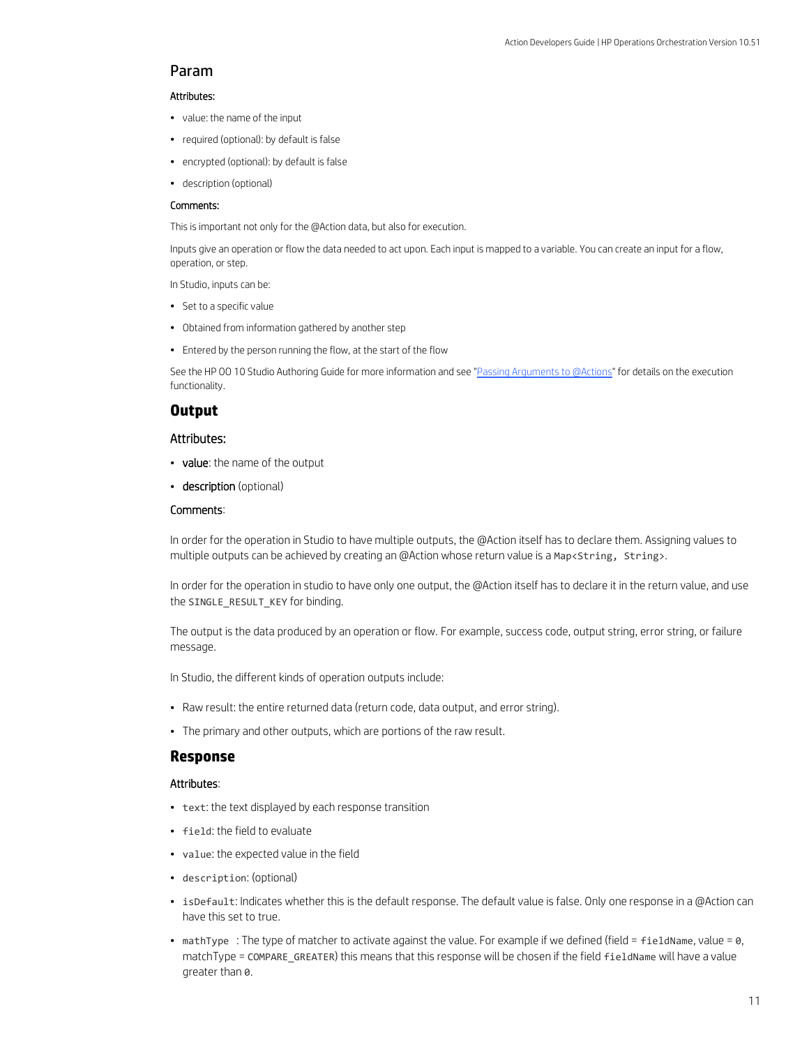## Param

**Attributes:**

- value: the name of the input
- required (optional): by default is false
- encrypted (optional): by default is false
- description (optional)

**Comments:**

This is important not only for the @Action data, but also for execution.

Inputs give an operation or flow the data needed to act upon. Each input is mapped to a variable. You can create an input for a flow, operation, or step.

In Studio, inputs can be:

- Set to a specific value
- Obtained from information gathered by another step
- Entered by the person running the flow, at the start of the flow

See the HP OO 10 Studio Authoring Guide for more information and see "Passing Arguments to @Actions" for details on the execution functionality.

## Output

### Attributes:

- **value**: the name of the output
- **description** (optional)

### Comments:

In order for the operation in Studio to have multiple outputs, the @Action itself has to declare them. Assigning values to multiple outputs can be achieved by creating an @Action whose return value is a `Map<String, String>`.

In order for the operation in studio to have only one output, the @Action itself has to declare it in the return value, and use the `SINGLE_RESULT_KEY` for binding.

The output is the data produced by an operation or flow. For example, success code, output string, error string, or failure message.

In Studio, the different kinds of operation outputs include:

- Raw result: the entire returned data (return code, data output, and error string).
- The primary and other outputs, which are portions of the raw result.

## Response

### Attributes:

- `text`: the text displayed by each response transition
- `field`: the field to evaluate
- `value`: the expected value in the field
- `description`: (optional)
- `isDefault`: Indicates whether this is the default response. The default value is false. Only one response in a @Action can have this set to true.
- `mathType` : The type of matcher to activate against the value. For example if we defined (field = `fieldName`, value = `0`, matchType = `COMPARE_GREATER`) this means that this response will be chosen if the field `fieldName` will have a value greater than `0`.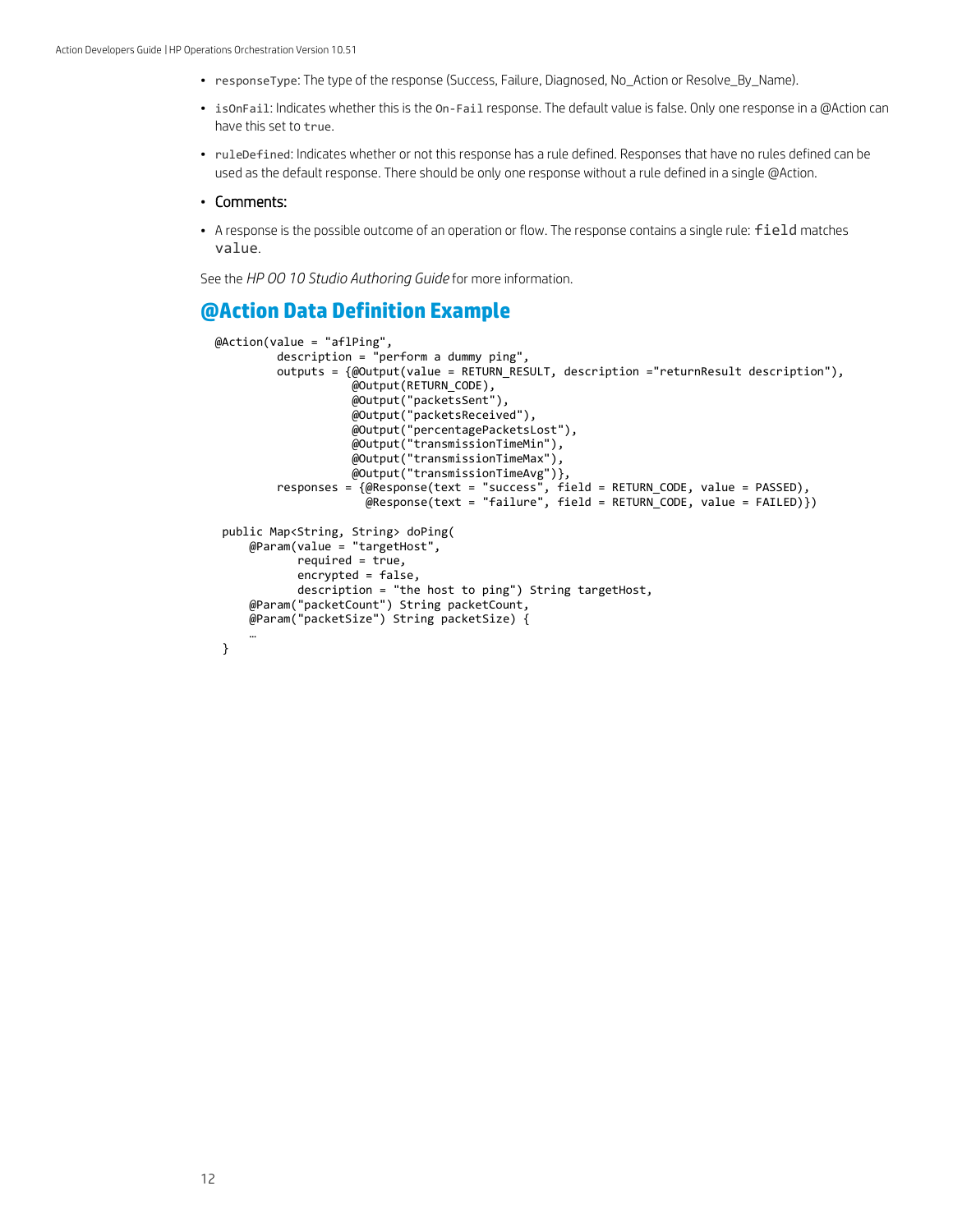- `responseType`: The type of the response (Success, Failure, Diagnosed, No_Action or Resolve_By_Name).
- `isOnFail`: Indicates whether this is the `On-Fail` response. The default value is false. Only one response in a @Action can have this set to `true`.
- `ruleDefined`: Indicates whether or not this response has a rule defined. Responses that have no rules defined can be used as the default response. There should be only one response without a rule defined in a single @Action.
- Comments:
- A response is the possible outcome of an operation or flow. The response contains a single rule: `field` matches `value`.

See the *HP OO 10 Studio Authoring Guide* for more information.

## @Action Data Definition Example

```
@Action(value = "aflPing",
         description = "perform a dummy ping",
         outputs = {@Output(value = RETURN_RESULT, description ="returnResult description"),
                    @Output(RETURN_CODE),
                    @Output("packetsSent"),
                    @Output("packetsReceived"),
                    @Output("percentagePacketsLost"),
                    @Output("transmissionTimeMin"),
                    @Output("transmissionTimeMax"),
                    @Output("transmissionTimeAvg")},
         responses = {@Response(text = "success", field = RETURN_CODE, value = PASSED),
                      @Response(text = "failure", field = RETURN_CODE, value = FAILED)})

 public Map<String, String> doPing(
     @Param(value = "targetHost",
            required = true,
            encrypted = false,
            description = "the host to ping") String targetHost,
     @Param("packetCount") String packetCount,
     @Param("packetSize") String packetSize) {
     …
 }
```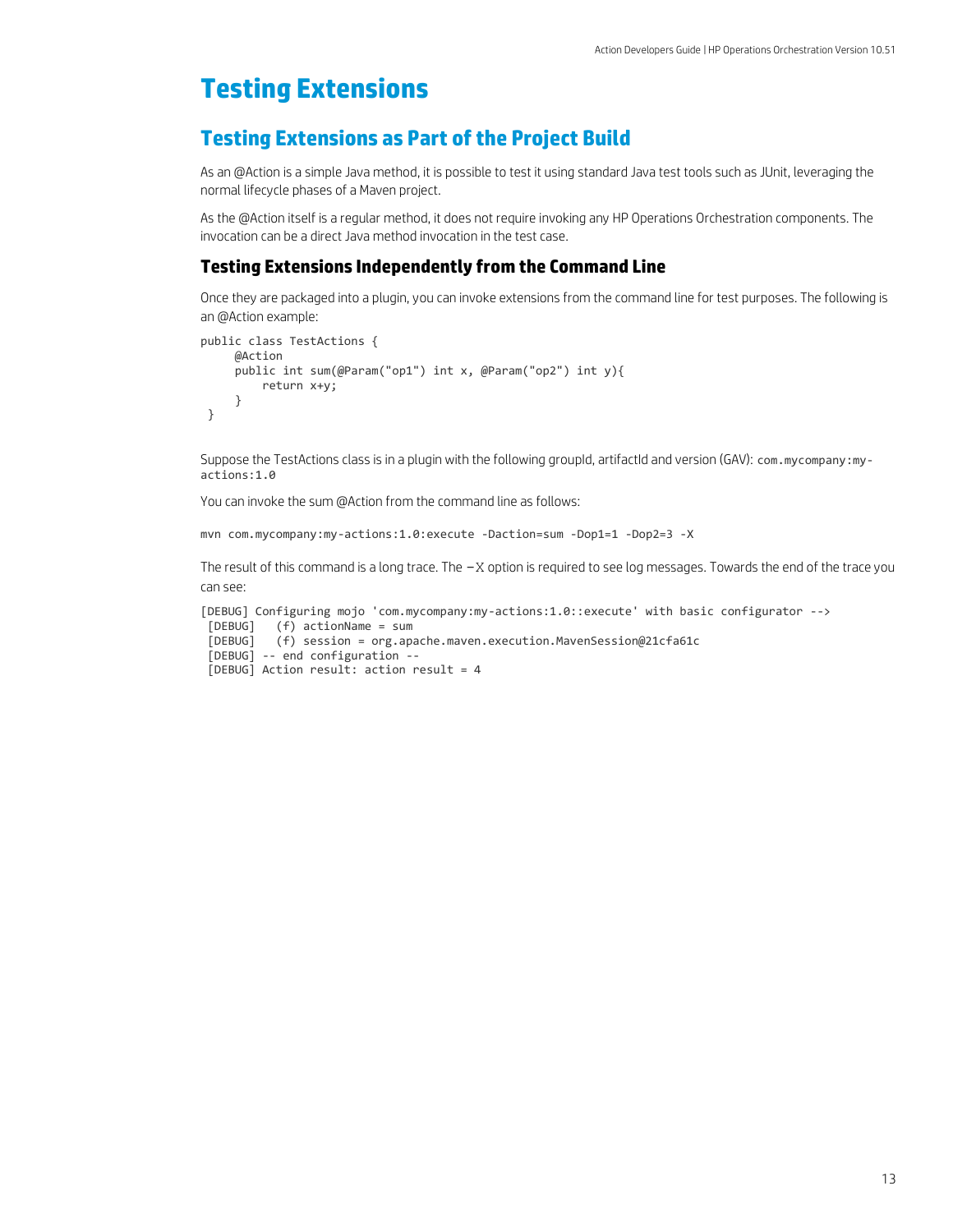# Testing Extensions

## Testing Extensions as Part of the Project Build

As an @Action is a simple Java method, it is possible to test it using standard Java test tools such as JUnit, leveraging the normal lifecycle phases of a Maven project.

As the @Action itself is a regular method, it does not require invoking any HP Operations Orchestration components. The invocation can be a direct Java method invocation in the test case.

### Testing Extensions Independently from the Command Line

Once they are packaged into a plugin, you can invoke extensions from the command line for test purposes. The following is an @Action example:

```
public class TestActions {
     @Action
     public int sum(@Param("op1") int x, @Param("op2") int y){
         return x+y;
     }
 }
```

Suppose the TestActions class is in a plugin with the following groupId, artifactId and version (GAV): `com.mycompany:my-actions:1.0`

You can invoke the sum @Action from the command line as follows:

```
mvn com.mycompany:my-actions:1.0:execute -Daction=sum -Dop1=1 -Dop2=3 -X
```

The result of this command is a long trace. The −X option is required to see log messages. Towards the end of the trace you can see:

```
[DEBUG] Configuring mojo 'com.mycompany:my-actions:1.0::execute' with basic configurator -->
 [DEBUG]   (f) actionName = sum
 [DEBUG]   (f) session = org.apache.maven.execution.MavenSession@21cfa61c
 [DEBUG] -- end configuration --
 [DEBUG] Action result: action result = 4
```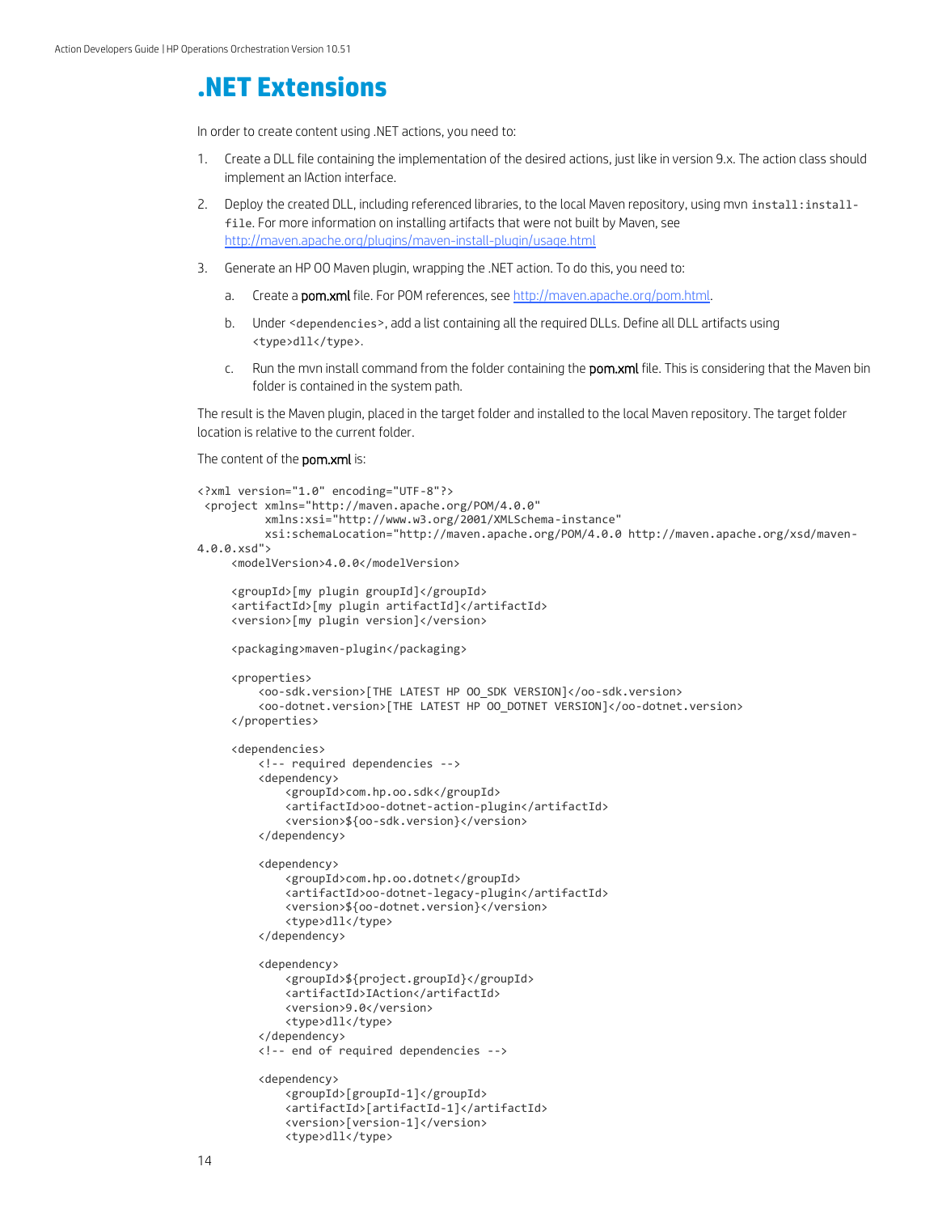# .NET Extensions

In order to create content using .NET actions, you need to:

1. Create a DLL file containing the implementation of the desired actions, just like in version 9.x. The action class should implement an IAction interface.
2. Deploy the created DLL, including referenced libraries, to the local Maven repository, using mvn `install:install-file`. For more information on installing artifacts that were not built by Maven, see http://maven.apache.org/plugins/maven-install-plugin/usage.html
3. Generate an HP OO Maven plugin, wrapping the .NET action. To do this, you need to:
   a. Create a **pom.xml** file. For POM references, see http://maven.apache.org/pom.html.
   b. Under `<dependencies>`, add a list containing all the required DLLs. Define all DLL artifacts using `<type>dll</type>`.
   c. Run the mvn install command from the folder containing the **pom.xml** file. This is considering that the Maven bin folder is contained in the system path.

The result is the Maven plugin, placed in the target folder and installed to the local Maven repository. The target folder location is relative to the current folder.

The content of the **pom.xml** is:

```
<?xml version="1.0" encoding="UTF-8"?>
 <project xmlns="http://maven.apache.org/POM/4.0.0"
          xmlns:xsi="http://www.w3.org/2001/XMLSchema-instance"
          xsi:schemaLocation="http://maven.apache.org/POM/4.0.0 http://maven.apache.org/xsd/maven-4.0.0.xsd">
     <modelVersion>4.0.0</modelVersion>

     <groupId>[my plugin groupId]</groupId>
     <artifactId>[my plugin artifactId]</artifactId>
     <version>[my plugin version]</version>

     <packaging>maven-plugin</packaging>

     <properties>
         <oo-sdk.version>[THE LATEST HP OO_SDK VERSION]</oo-sdk.version>
         <oo-dotnet.version>[THE LATEST HP OO_DOTNET VERSION]</oo-dotnet.version>
     </properties>

     <dependencies>
         <!-- required dependencies -->
         <dependency>
             <groupId>com.hp.oo.sdk</groupId>
             <artifactId>oo-dotnet-action-plugin</artifactId>
             <version>${oo-sdk.version}</version>
         </dependency>

         <dependency>
             <groupId>com.hp.oo.dotnet</groupId>
             <artifactId>oo-dotnet-legacy-plugin</artifactId>
             <version>${oo-dotnet.version}</version>
             <type>dll</type>
         </dependency>

         <dependency>
             <groupId>${project.groupId}</groupId>
             <artifactId>IAction</artifactId>
             <version>9.0</version>
             <type>dll</type>
         </dependency>
         <!-- end of required dependencies -->

         <dependency>
             <groupId>[groupId-1]</groupId>
             <artifactId>[artifactId-1]</artifactId>
             <version>[version-1]</version>
             <type>dll</type>
```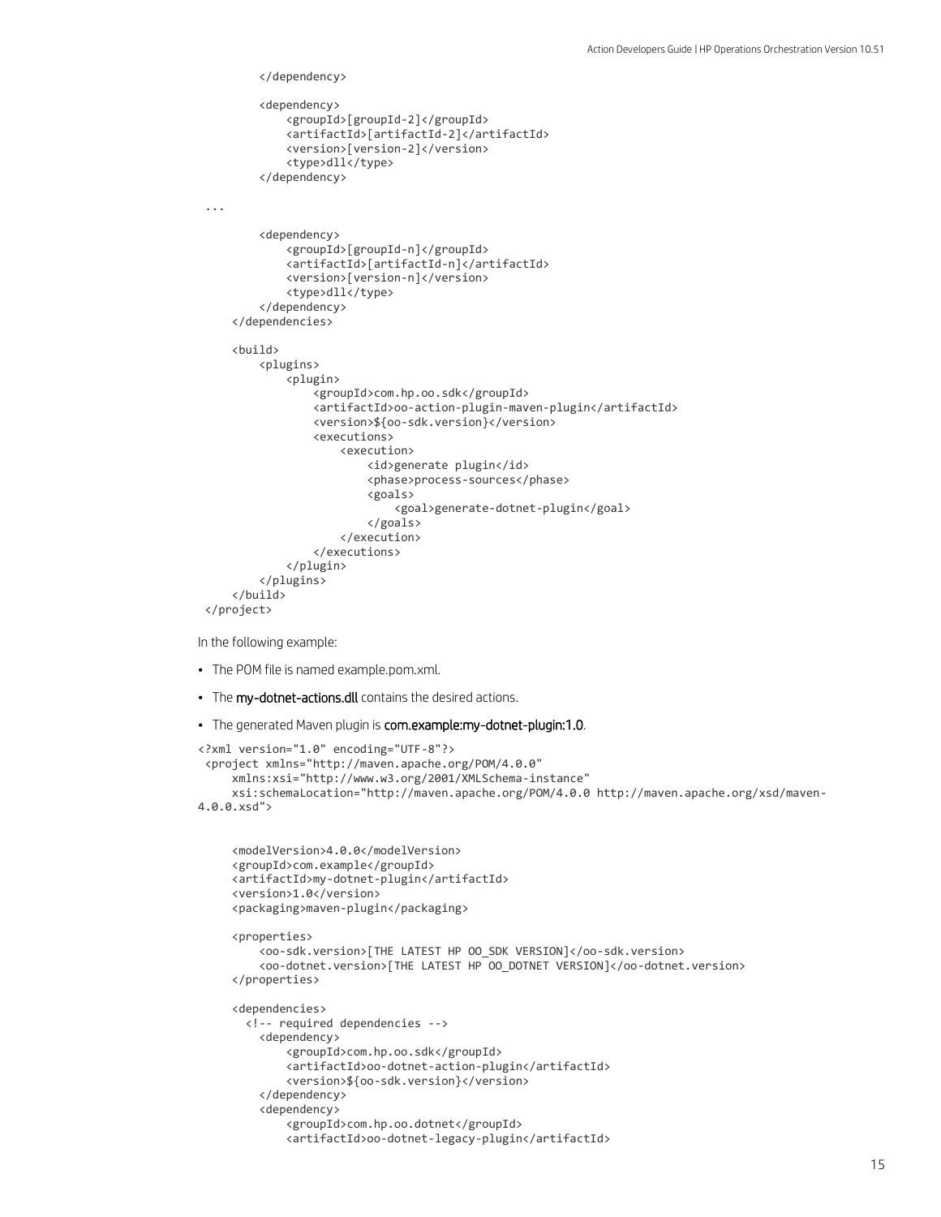```
        </dependency>

        <dependency>
            <groupId>[groupId-2]</groupId>
            <artifactId>[artifactId-2]</artifactId>
            <version>[version-2]</version>
            <type>dll</type>
        </dependency>

 ...

        <dependency>
            <groupId>[groupId-n]</groupId>
            <artifactId>[artifactId-n]</artifactId>
            <version>[version-n]</version>
            <type>dll</type>
        </dependency>
    </dependencies>

    <build>
        <plugins>
            <plugin>
                <groupId>com.hp.oo.sdk</groupId>
                <artifactId>oo-action-plugin-maven-plugin</artifactId>
                <version>${oo-sdk.version}</version>
                <executions>
                    <execution>
                        <id>generate plugin</id>
                        <phase>process-sources</phase>
                        <goals>
                            <goal>generate-dotnet-plugin</goal>
                        </goals>
                    </execution>
                </executions>
            </plugin>
        </plugins>
    </build>
</project>
```

In the following example:

- The POM file is named example.pom.xml.
- The **my-dotnet-actions.dll** contains the desired actions.
- The generated Maven plugin is **com.example:my-dotnet-plugin:1.0**.

```
<?xml version="1.0" encoding="UTF-8"?>
 <project xmlns="http://maven.apache.org/POM/4.0.0"
     xmlns:xsi="http://www.w3.org/2001/XMLSchema-instance"
     xsi:schemaLocation="http://maven.apache.org/POM/4.0.0 http://maven.apache.org/xsd/maven-
4.0.0.xsd">


    <modelVersion>4.0.0</modelVersion>
    <groupId>com.example</groupId>
    <artifactId>my-dotnet-plugin</artifactId>
    <version>1.0</version>
    <packaging>maven-plugin</packaging>

    <properties>
        <oo-sdk.version>[THE LATEST HP OO_SDK VERSION]</oo-sdk.version>
        <oo-dotnet.version>[THE LATEST HP OO_DOTNET VERSION]</oo-dotnet.version>
    </properties>

    <dependencies>
      <!-- required dependencies -->
        <dependency>
            <groupId>com.hp.oo.sdk</groupId>
            <artifactId>oo-dotnet-action-plugin</artifactId>
            <version>${oo-sdk.version}</version>
        </dependency>
        <dependency>
            <groupId>com.hp.oo.dotnet</groupId>
            <artifactId>oo-dotnet-legacy-plugin</artifactId>
```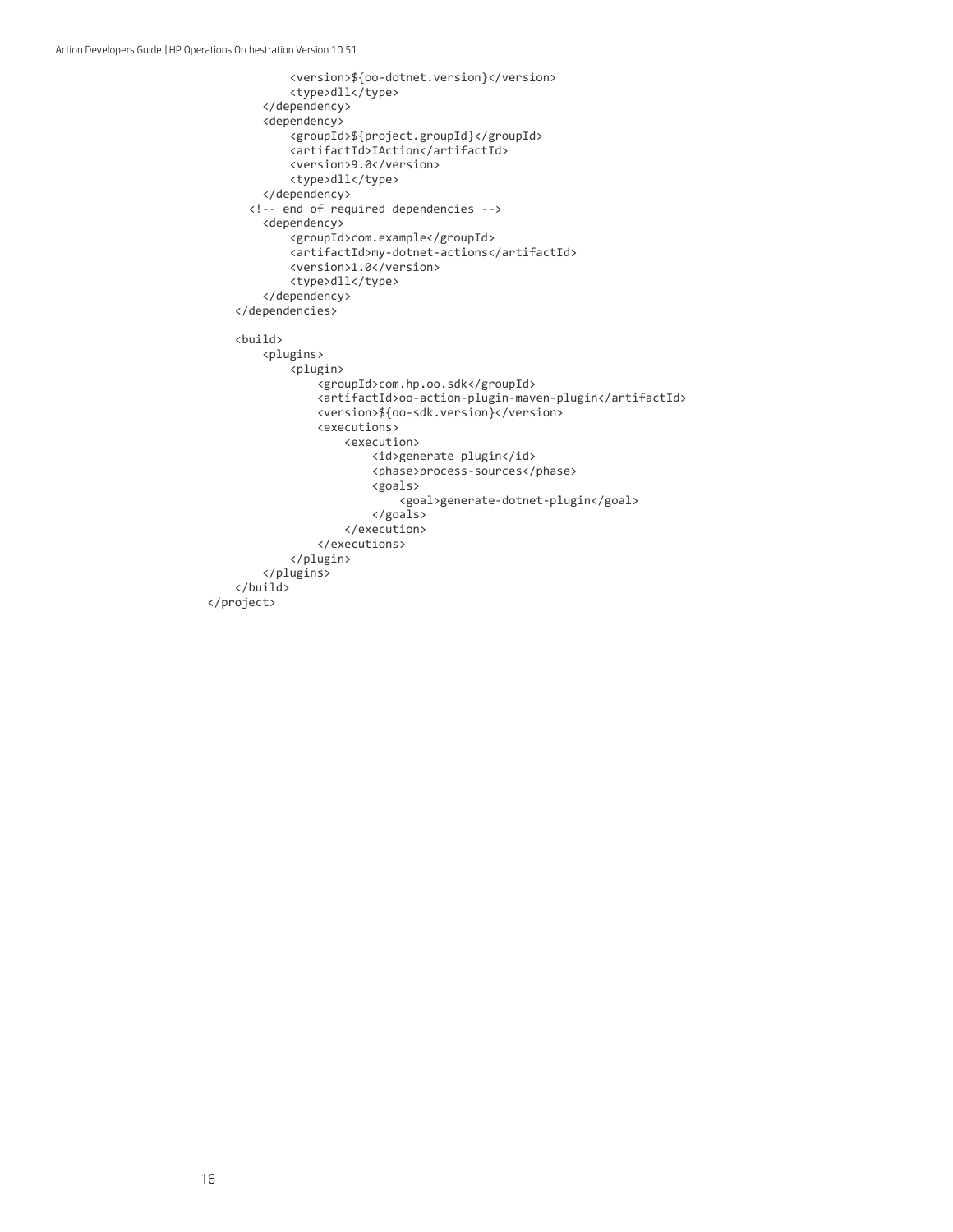```
            <version>${oo-dotnet.version}</version>
            <type>dll</type>
        </dependency>
        <dependency>
            <groupId>${project.groupId}</groupId>
            <artifactId>IAction</artifactId>
            <version>9.0</version>
            <type>dll</type>
        </dependency>
      <!-- end of required dependencies -->
        <dependency>
            <groupId>com.example</groupId>
            <artifactId>my-dotnet-actions</artifactId>
            <version>1.0</version>
            <type>dll</type>
        </dependency>
    </dependencies>

    <build>
        <plugins>
            <plugin>
                <groupId>com.hp.oo.sdk</groupId>
                <artifactId>oo-action-plugin-maven-plugin</artifactId>
                <version>${oo-sdk.version}</version>
                <executions>
                    <execution>
                        <id>generate plugin</id>
                        <phase>process-sources</phase>
                        <goals>
                            <goal>generate-dotnet-plugin</goal>
                        </goals>
                    </execution>
                </executions>
            </plugin>
        </plugins>
    </build>
</project>
```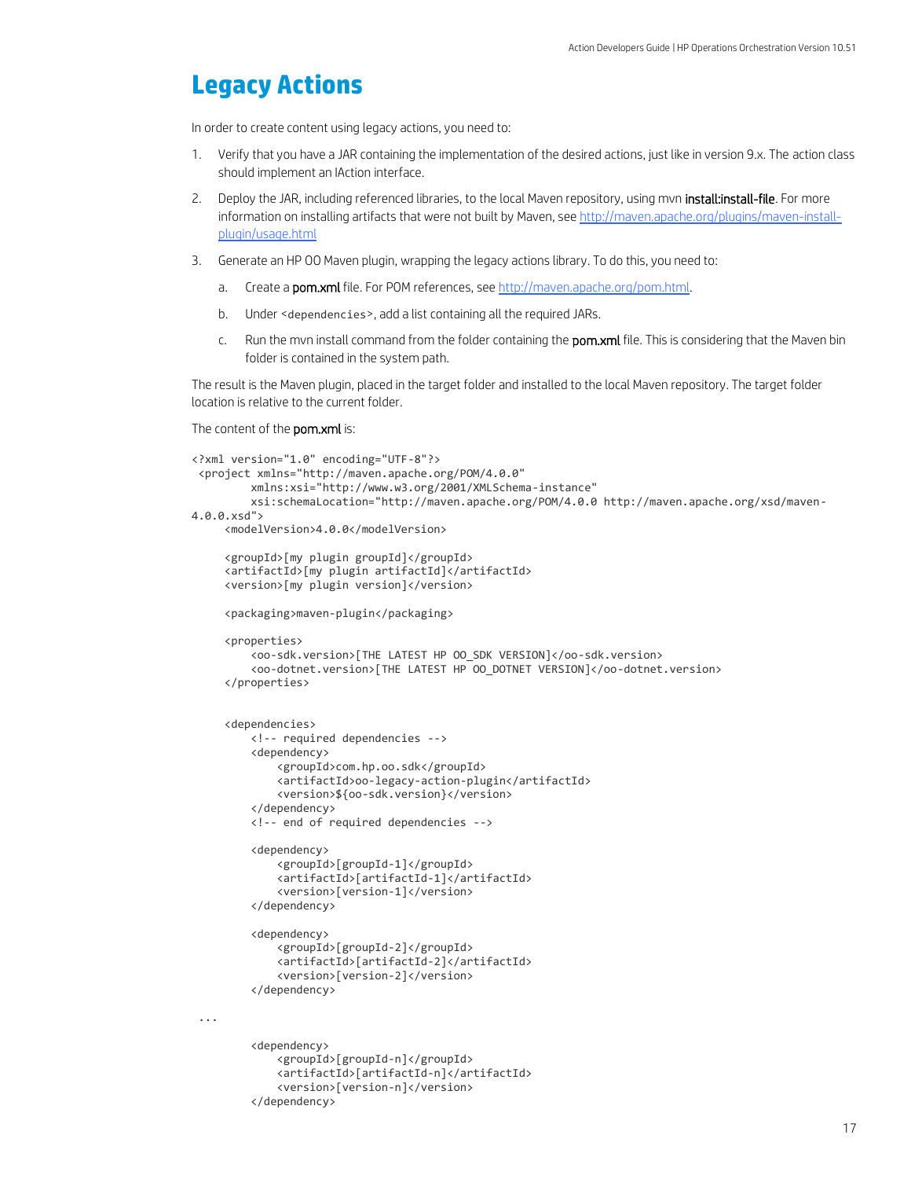# Legacy Actions

In order to create content using legacy actions, you need to:

1. Verify that you have a JAR containing the implementation of the desired actions, just like in version 9.x. The action class should implement an IAction interface.
2. Deploy the JAR, including referenced libraries, to the local Maven repository, using mvn **install:install-file**. For more information on installing artifacts that were not built by Maven, see [http://maven.apache.org/plugins/maven-install-plugin/usage.html](http://maven.apache.org/plugins/maven-install-plugin/usage.html)
3. Generate an HP OO Maven plugin, wrapping the legacy actions library. To do this, you need to:
   a. Create a **pom.xml** file. For POM references, see [http://maven.apache.org/pom.html](http://maven.apache.org/pom.html).
   b. Under `<dependencies>`, add a list containing all the required JARs.
   c. Run the mvn install command from the folder containing the **pom.xml** file. This is considering that the Maven bin folder is contained in the system path.

The result is the Maven plugin, placed in the target folder and installed to the local Maven repository. The target folder location is relative to the current folder.

The content of the **pom.xml** is:

```
<?xml version="1.0" encoding="UTF-8"?>
 <project xmlns="http://maven.apache.org/POM/4.0.0"
         xmlns:xsi="http://www.w3.org/2001/XMLSchema-instance"
         xsi:schemaLocation="http://maven.apache.org/POM/4.0.0 http://maven.apache.org/xsd/maven-4.0.0.xsd">
     <modelVersion>4.0.0</modelVersion>

     <groupId>[my plugin groupId]</groupId>
     <artifactId>[my plugin artifactId]</artifactId>
     <version>[my plugin version]</version>

     <packaging>maven-plugin</packaging>

     <properties>
         <oo-sdk.version>[THE LATEST HP OO_SDK VERSION]</oo-sdk.version>
         <oo-dotnet.version>[THE LATEST HP OO_DOTNET VERSION]</oo-dotnet.version>
     </properties>


     <dependencies>
         <!-- required dependencies -->
         <dependency>
             <groupId>com.hp.oo.sdk</groupId>
             <artifactId>oo-legacy-action-plugin</artifactId>
             <version>${oo-sdk.version}</version>
         </dependency>
         <!-- end of required dependencies -->

         <dependency>
             <groupId>[groupId-1]</groupId>
             <artifactId>[artifactId-1]</artifactId>
             <version>[version-1]</version>
         </dependency>

         <dependency>
             <groupId>[groupId-2]</groupId>
             <artifactId>[artifactId-2]</artifactId>
             <version>[version-2]</version>
         </dependency>

 ...

         <dependency>
             <groupId>[groupId-n]</groupId>
             <artifactId>[artifactId-n]</artifactId>
             <version>[version-n]</version>
         </dependency>
```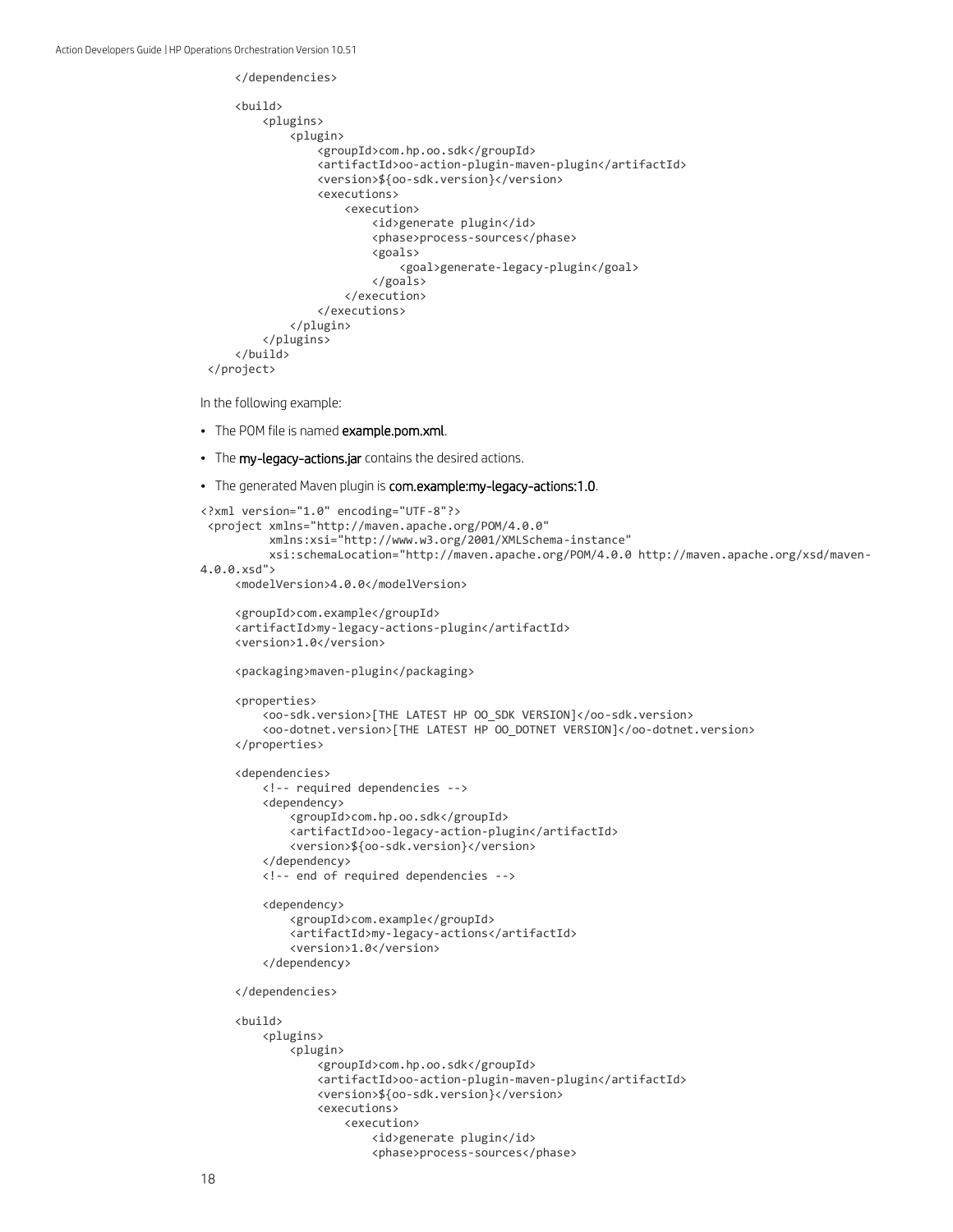```
    </dependencies>

    <build>
        <plugins>
            <plugin>
                <groupId>com.hp.oo.sdk</groupId>
                <artifactId>oo-action-plugin-maven-plugin</artifactId>
                <version>${oo-sdk.version}</version>
                <executions>
                    <execution>
                        <id>generate plugin</id>
                        <phase>process-sources</phase>
                        <goals>
                            <goal>generate-legacy-plugin</goal>
                        </goals>
                    </execution>
                </executions>
            </plugin>
        </plugins>
    </build>
</project>
```

In the following example:

- The POM file is named **example.pom.xml**.
- The **my-legacy-actions.jar** contains the desired actions.
- The generated Maven plugin is **com.example:my-legacy-actions:1.0**.

```
<?xml version="1.0" encoding="UTF-8"?>
 <project xmlns="http://maven.apache.org/POM/4.0.0"
          xmlns:xsi="http://www.w3.org/2001/XMLSchema-instance"
          xsi:schemaLocation="http://maven.apache.org/POM/4.0.0 http://maven.apache.org/xsd/maven-
4.0.0.xsd">
    <modelVersion>4.0.0</modelVersion>

    <groupId>com.example</groupId>
    <artifactId>my-legacy-actions-plugin</artifactId>
    <version>1.0</version>

    <packaging>maven-plugin</packaging>

    <properties>
        <oo-sdk.version>[THE LATEST HP OO_SDK VERSION]</oo-sdk.version>
        <oo-dotnet.version>[THE LATEST HP OO_DOTNET VERSION]</oo-dotnet.version>
    </properties>

    <dependencies>
        <!-- required dependencies -->
        <dependency>
            <groupId>com.hp.oo.sdk</groupId>
            <artifactId>oo-legacy-action-plugin</artifactId>
            <version>${oo-sdk.version}</version>
        </dependency>
        <!-- end of required dependencies -->

        <dependency>
            <groupId>com.example</groupId>
            <artifactId>my-legacy-actions</artifactId>
            <version>1.0</version>
        </dependency>

    </dependencies>

    <build>
        <plugins>
            <plugin>
                <groupId>com.hp.oo.sdk</groupId>
                <artifactId>oo-action-plugin-maven-plugin</artifactId>
                <version>${oo-sdk.version}</version>
                <executions>
                    <execution>
                        <id>generate plugin</id>
                        <phase>process-sources</phase>
```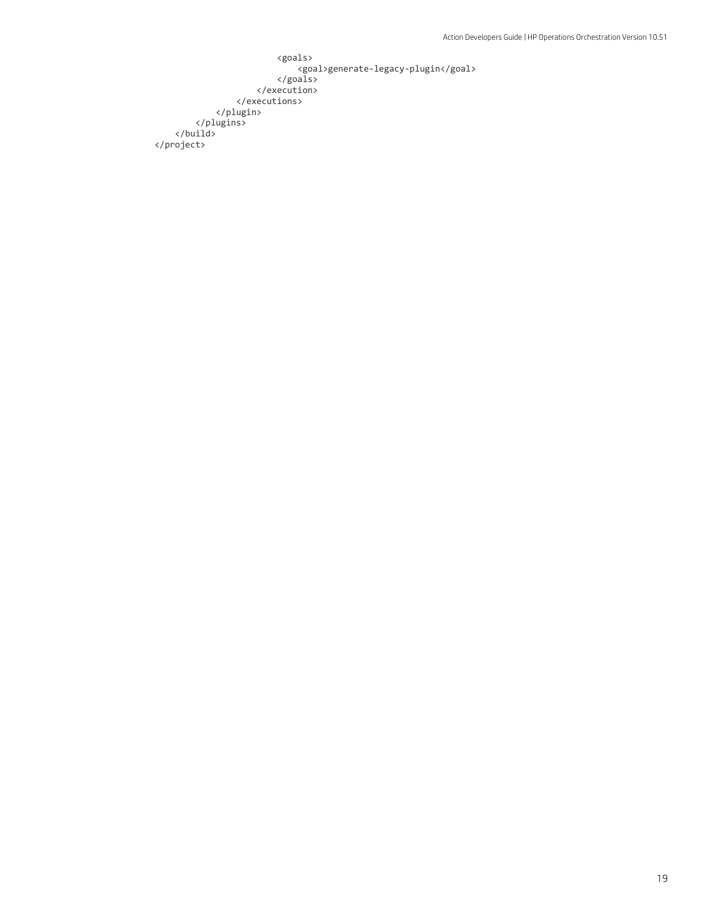```
                        <goals>
                            <goal>generate-legacy-plugin</goal>
                        </goals>
                    </execution>
                </executions>
            </plugin>
        </plugins>
    </build>
</project>
```